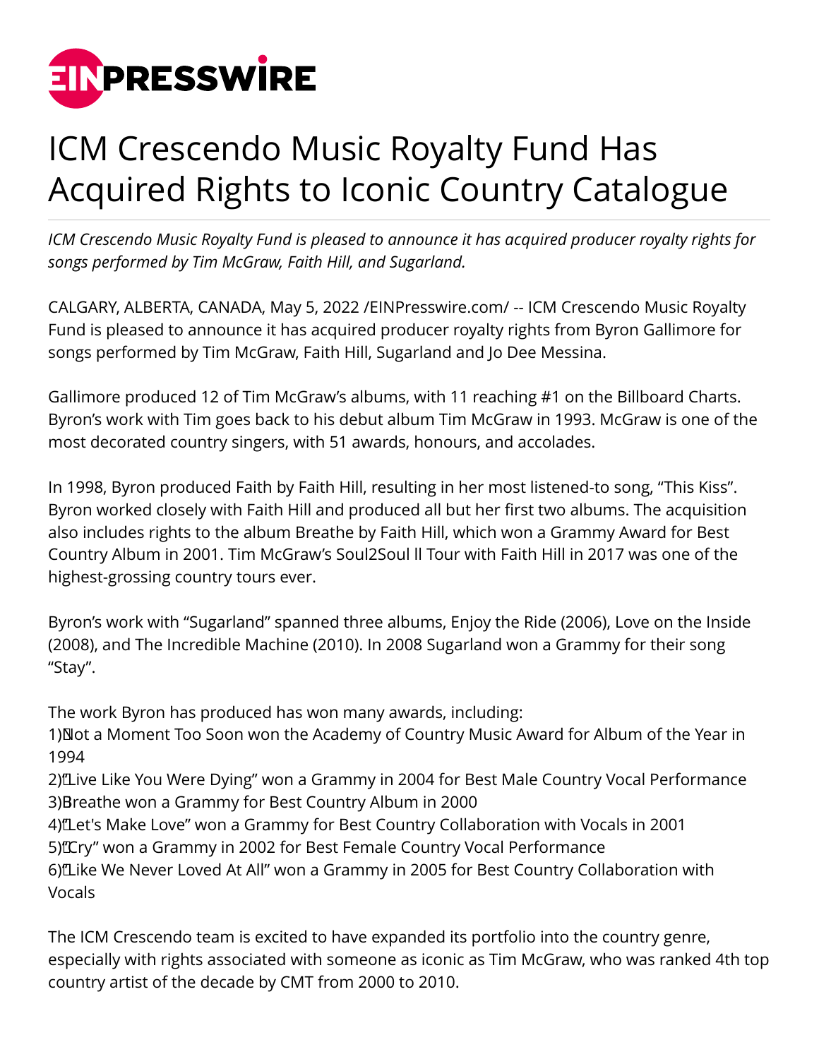# ICM Crescendo Music Royalty Fund Has Acquired Rights to Iconic Country Catalogue

*ICM Crescendo Music Royalty Fund is pleased to announce it has acquired producer royalty rights for songs performed by Tim McGraw, Faith Hill, and Sugarland.*

CALGARY, ALBERTA, CANADA, May 5, 2022 /EINPresswire.com/ -- ICM Crescendo Music Royalty Fund is pleased to announce it has acquired producer royalty rights from Byron Gallimore for songs performed by Tim McGraw, Faith Hill, Sugarland and Jo Dee Messina.

Gallimore produced 12 of Tim McGraw's albums, with 11 reaching #1 on the Billboard Charts. Byron's work with Tim goes back to his debut album Tim McGraw in 1993. McGraw is one of the most decorated country singers, with 51 awards, honours, and accolades.

In 1998, Byron produced Faith by Faith Hill, resulting in her most listened-to song, "This Kiss". Byron worked closely with Faith Hill and produced all but her first two albums. The acquisition also includes rights to the album Breathe by Faith Hill, which won a Grammy Award for Best Country Album in 2001. Tim McGraw's Soul2Soul ll Tour with Faith Hill in 2017 was one of the highest-grossing country tours ever.

Byron's work with "Sugarland" spanned three albums, Enjoy the Ride (2006), Love on the Inside (2008), and The Incredible Machine (2010). In 2008 Sugarland won a Grammy for their song "Stay".

The work Byron has produced has won many awards, including:
1) Not a Moment Too Soon won the Academy of Country Music Award for Album of the Year in 1994
2) "Live Like You Were Dying" won a Grammy in 2004 for Best Male Country Vocal Performance
3) Breathe won a Grammy for Best Country Album in 2000
4) "Let's Make Love" won a Grammy for Best Country Collaboration with Vocals in 2001
5) "Cry" won a Grammy in 2002 for Best Female Country Vocal Performance
6) "Like We Never Loved At All" won a Grammy in 2005 for Best Country Collaboration with Vocals

The ICM Crescendo team is excited to have expanded its portfolio into the country genre, especially with rights associated with someone as iconic as Tim McGraw, who was ranked 4th top country artist of the decade by CMT from 2000 to 2010.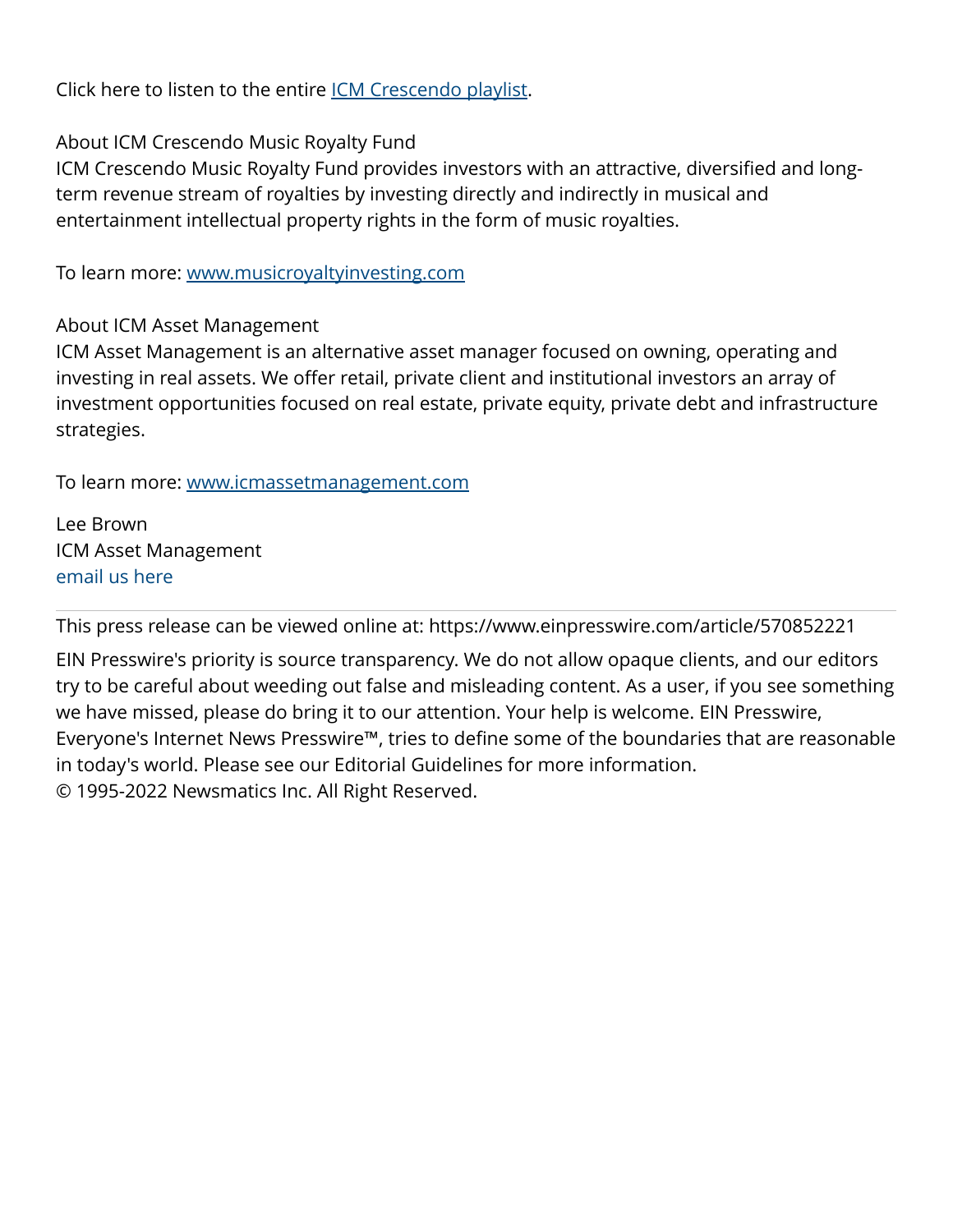Click here to listen to the entire ICM Crescendo playlist.

About ICM Crescendo Music Royalty Fund
ICM Crescendo Music Royalty Fund provides investors with an attractive, diversified and long-term revenue stream of royalties by investing directly and indirectly in musical and entertainment intellectual property rights in the form of music royalties.

To learn more: www.musicroyaltyinvesting.com

About ICM Asset Management
ICM Asset Management is an alternative asset manager focused on owning, operating and investing in real assets. We offer retail, private client and institutional investors an array of investment opportunities focused on real estate, private equity, private debt and infrastructure strategies.

To learn more: www.icmassetmanagement.com

Lee Brown
ICM Asset Management
email us here

---

This press release can be viewed online at: https://www.einpresswire.com/article/570852221

EIN Presswire's priority is source transparency. We do not allow opaque clients, and our editors try to be careful about weeding out false and misleading content. As a user, if you see something we have missed, please do bring it to our attention. Your help is welcome. EIN Presswire, Everyone's Internet News Presswire™, tries to define some of the boundaries that are reasonable in today's world. Please see our Editorial Guidelines for more information.
© 1995-2022 Newsmatics Inc. All Right Reserved.